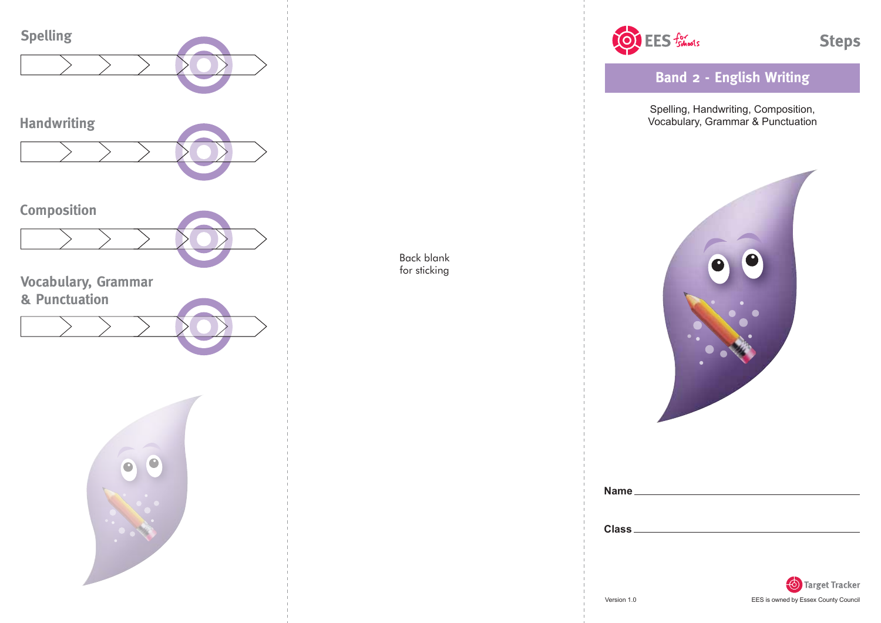## Spelling

## Handwriting

## Composition

## Vocabulary, Grammar & Punctuation

Back blank
for sticking

EES for Schools

Steps

# Band 2 - English Writing

Spelling, Handwriting, Composition, Vocabulary, Grammar & Punctuation

**Name** ____________________

**Class** ____________________

Target Tracker

Version 1.0

EES is owned by Essex County Council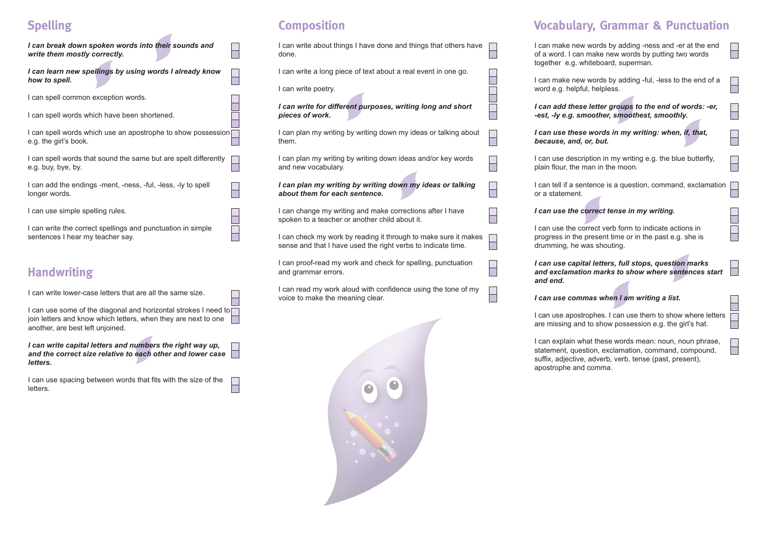## Spelling

***I can break down spoken words into their sounds and write them mostly correctly.***

***I can learn new spellings by using words I already know how to spell.***

I can spell common exception words.

I can spell words which have been shortened.

I can spell words which use an apostrophe to show possession e.g. the girl's book.

I can spell words that sound the same but are spelt differently e.g. buy, bye, by.

I can add the endings -ment, -ness, -ful, -less, -ly to spell longer words.

I can use simple spelling rules.

I can write the correct spellings and punctuation in simple sentences I hear my teacher say.

## Handwriting

I can write lower-case letters that are all the same size.

I can use some of the diagonal and horizontal strokes I need to join letters and know which letters, when they are next to one another, are best left unjoined.

***I can write capital letters and numbers the right way up, and the correct size relative to each other and lower case letters.***

I can use spacing between words that fits with the size of the letters.

## Composition

I can write about things I have done and things that others have done.

I can write a long piece of text about a real event in one go.

I can write poetry.

***I can write for different purposes, writing long and short pieces of work.***

I can plan my writing by writing down my ideas or talking about them.

I can plan my writing by writing down ideas and/or key words and new vocabulary.

***I can plan my writing by writing down my ideas or talking about them for each sentence.***

I can change my writing and make corrections after I have spoken to a teacher or another child about it.

I can check my work by reading it through to make sure it makes sense and that I have used the right verbs to indicate time.

I can proof-read my work and check for spelling, punctuation and grammar errors.

I can read my work aloud with confidence using the tone of my voice to make the meaning clear.

## Vocabulary, Grammar & Punctuation

I can make new words by adding -ness and -er at the end of a word. I can make new words by putting two words together e.g. whiteboard, superman.

I can make new words by adding -ful, -less to the end of a word e.g. helpful, helpless.

***I can add these letter groups to the end of words: -er, -est, -ly e.g. smoother, smoothest, smoothly.***

***I can use these words in my writing: when, if, that, because, and, or, but.***

I can use description in my writing e.g. the blue butterfly, plain flour, the man in the moon.

I can tell if a sentence is a question, command, exclamation or a statement.

***I can use the correct tense in my writing.***

I can use the correct verb form to indicate actions in progress in the present time or in the past e.g. she is drumming, he was shouting.

***I can use capital letters, full stops, question marks and exclamation marks to show where sentences start and end.***

***I can use commas when I am writing a list.***

I can use apostrophes. I can use them to show where letters are missing and to show possession e.g. the girl's hat.

I can explain what these words mean: noun, noun phrase, statement, question, exclamation, command, compound, suffix, adjective, adverb, verb, tense (past, present), apostrophe and comma.